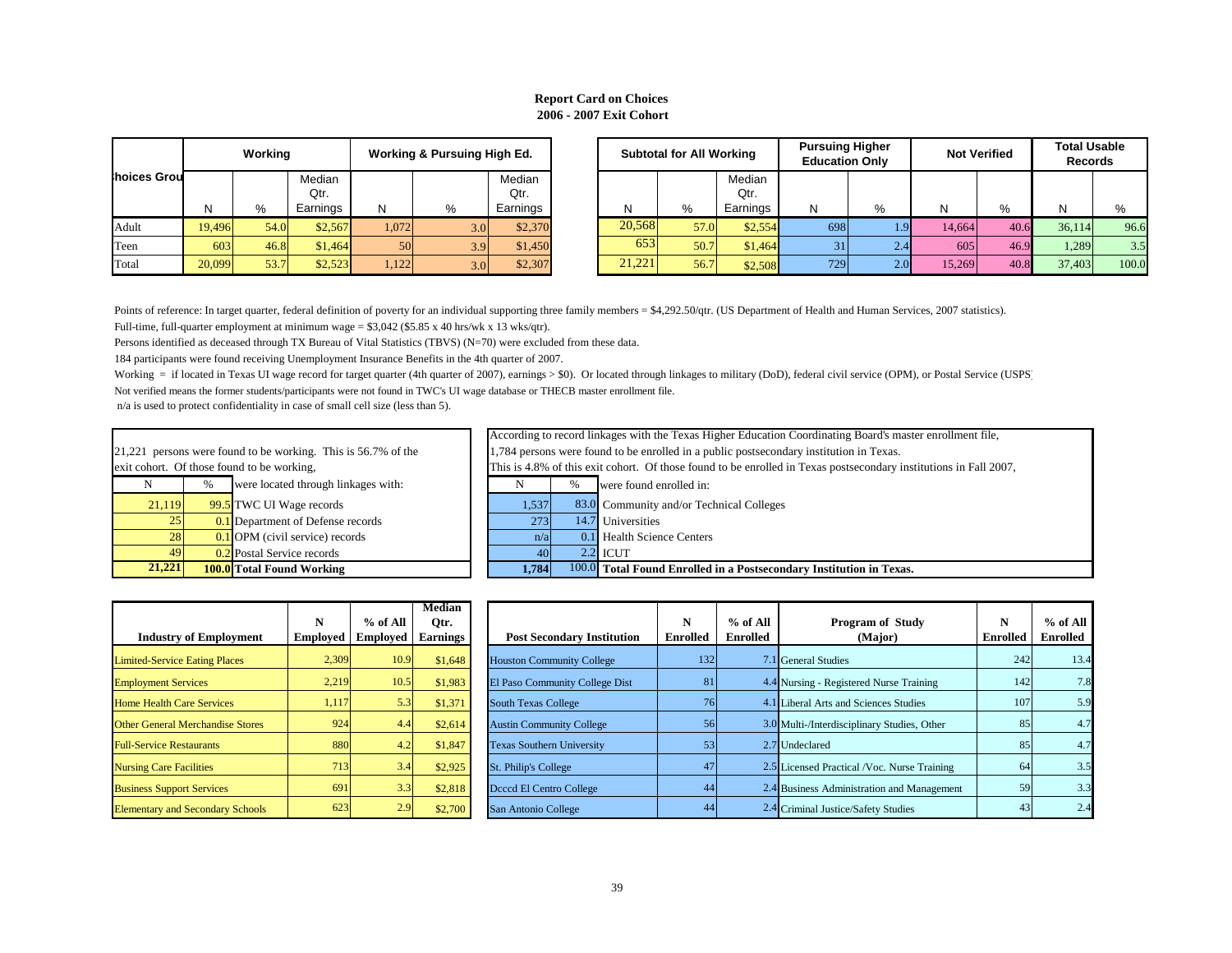# Report Card on Choices
## 2006 - 2007 Exit Cohort

| Choices Group | Working | | | Working & Pursuing High Ed. | | | Subtotal for All Working | | | Pursuing Higher Education Only | | Not Verified | | Total Usable Records | |
|---|---|---|---|---|---|---|---|---|---|---|---|---|---|---|---|
| | N | % | Median Qtr. Earnings | N | % | Median Qtr. Earnings | N | % | Median Qtr. Earnings | N | % | N | % | N | % |
| Adult | 19,496 | 54.0 | $2,567 | 1,072 | 3.0 | $2,370 | 20,568 | 57.0 | $2,554 | 698 | 1.9 | 14,664 | 40.6 | 36,114 | 96.6 |
| Teen | 603 | 46.8 | $1,464 | 50 | 3.9 | $1,450 | 653 | 50.7 | $1,464 | 31 | 2.4 | 605 | 46.9 | 1,289 | 3.5 |
| Total | 20,099 | 53.7 | $2,523 | 1,122 | 3.0 | $2,307 | 21,221 | 56.7 | $2,508 | 729 | 2.0 | 15,269 | 40.8 | 37,403 | 100.0 |

Points of reference: In target quarter, federal definition of poverty for an individual supporting three family members = $4,292.50/qtr. (US Department of Health and Human Services, 2007 statistics).

Full-time, full-quarter employment at minimum wage = $3,042 ($5.85 x 40 hrs/wk x 13 wks/qtr).

Persons identified as deceased through TX Bureau of Vital Statistics (TBVS) (N=70) were excluded from these data.

184 participants were found receiving Unemployment Insurance Benefits in the 4th quarter of 2007.

Working = if located in Texas UI wage record for target quarter (4th quarter of 2007), earnings > $0). Or located through linkages to military (DoD), federal civil service (OPM), or Postal Service (USPS)

Not verified means the former students/participants were not found in TWC's UI wage database or THECB master enrollment file.

n/a is used to protect confidentiality in case of small cell size (less than 5).

21,221 persons were found to be working. This is 56.7% of the exit cohort. Of those found to be working,

| N | % | were located through linkages with: |
|---|---|---|
| 21,119 | 99.5 | TWC UI Wage records |
| 25 | 0.1 | Department of Defense records |
| 28 | 0.1 | OPM (civil service) records |
| 49 | 0.2 | Postal Service records |
| **21,221** | **100.0** | **Total Found Working** |

According to record linkages with the Texas Higher Education Coordinating Board's master enrollment file, 1,784 persons were found to be enrolled in a public postsecondary institution in Texas. This is 4.8% of this exit cohort. Of those found to be enrolled in Texas postsecondary institutions in Fall 2007,

| N | % | were found enrolled in: |
|---|---|---|
| 1,537 | 83.0 | Community and/or Technical Colleges |
| 273 | 14.7 | Universities |
| n/a | 0.1 | Health Science Centers |
| 40 | 2.2 | ICUT |
| **1,784** | 100.0 | **Total Found Enrolled in a Postsecondary Institution in Texas.** |

| Industry of Employment | N Employed | % of All Employed | Median Qtr. Earnings |
|---|---|---|---|
| Limited-Service Eating Places | 2,309 | 10.9 | $1,648 |
| Employment Services | 2,219 | 10.5 | $1,983 |
| Home Health Care Services | 1,117 | 5.3 | $1,371 |
| Other General Merchandise Stores | 924 | 4.4 | $2,614 |
| Full-Service Restaurants | 880 | 4.2 | $1,847 |
| Nursing Care Facilities | 713 | 3.4 | $2,925 |
| Business Support Services | 691 | 3.3 | $2,818 |
| Elementary and Secondary Schools | 623 | 2.9 | $2,700 |

| Post Secondary Institution | N Enrolled | % of All Enrolled | Program of Study (Major) | N Enrolled | % of All Enrolled |
|---|---|---|---|---|---|
| Houston Community College | 132 | 7.1 | General Studies | 242 | 13.4 |
| El Paso Community College Dist | 81 | 4.4 | Nursing - Registered Nurse Training | 142 | 7.8 |
| South Texas College | 76 | 4.1 | Liberal Arts and Sciences Studies | 107 | 5.9 |
| Austin Community College | 56 | 3.0 | Multi-/Interdisciplinary Studies, Other | 85 | 4.7 |
| Texas Southern University | 53 | 2.7 | Undeclared | 85 | 4.7 |
| St. Philip's College | 47 | 2.5 | Licensed Practical /Voc. Nurse Training | 64 | 3.5 |
| Dcccd El Centro College | 44 | 2.4 | Business Administration and Management | 59 | 3.3 |
| San Antonio College | 44 | 2.4 | Criminal Justice/Safety Studies | 43 | 2.4 |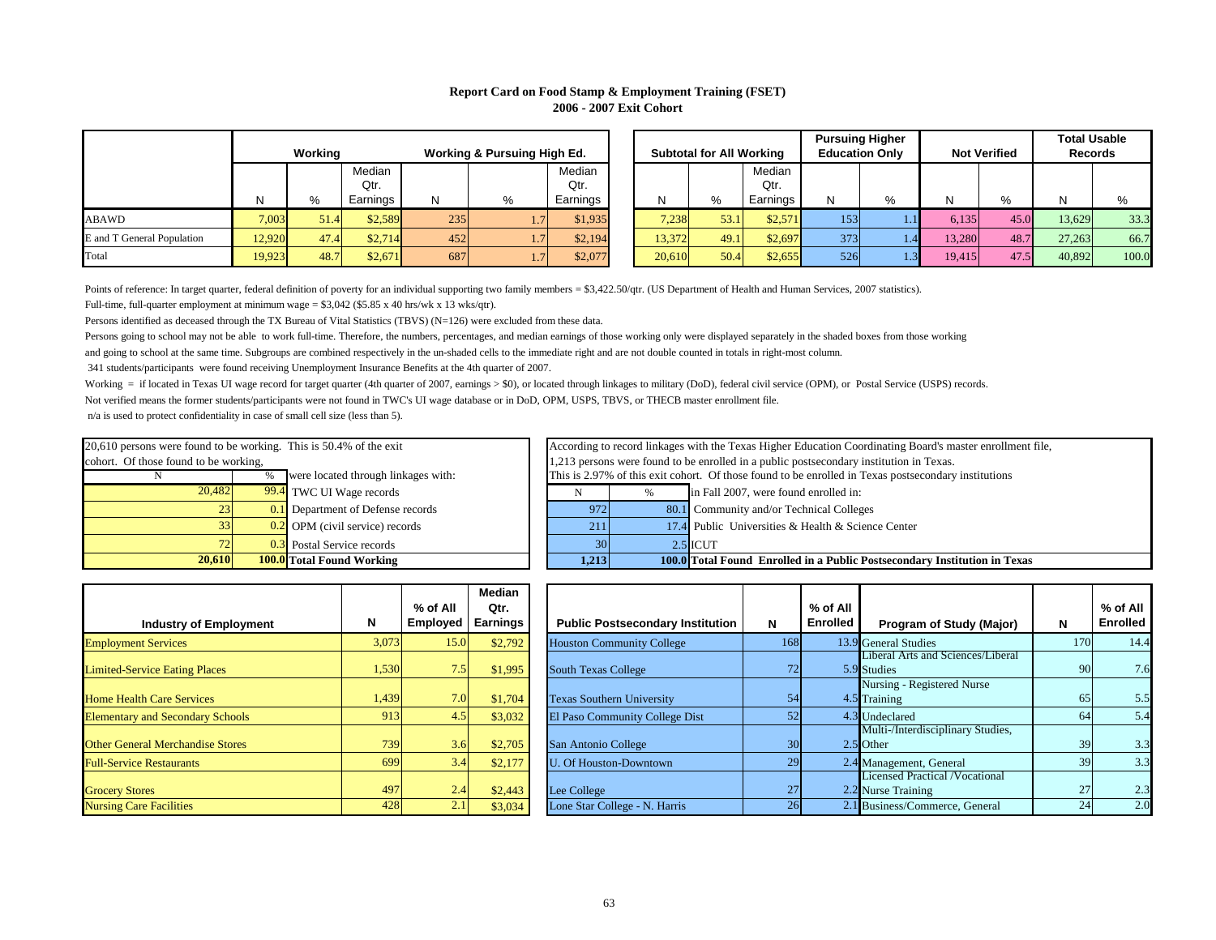**Report Card on Food Stamp & Employment Training (FSET)**
**2006 - 2007 Exit Cohort**

| | Working | | | Working & Pursuing High Ed. | | | Subtotal for All Working | | | Pursuing Higher Education Only | | Not Verified | | Total Usable Records | |
|---|---|---|---|---|---|---|---|---|---|---|---|---|---|---|---|
| | N | % | Median Qtr. Earnings | N | % | Median Qtr. Earnings | N | % | Median Qtr. Earnings | N | % | N | % | N | % |
| ABAWD | 7,003 | 51.4 | $2,589 | 235 | 1.7 | $1,935 | 7,238 | 53.1 | $2,571 | 153 | 1.1 | 6,135 | 45.0 | 13,629 | 33.3 |
| E and T General Population | 12,920 | 47.4 | $2,714 | 452 | 1.7 | $2,194 | 13,372 | 49.1 | $2,697 | 373 | 1.4 | 13,280 | 48.7 | 27,263 | 66.7 |
| Total | 19,923 | 48.7 | $2,671 | 687 | 1.7 | $2,077 | 20,610 | 50.4 | $2,655 | 526 | 1.3 | 19,415 | 47.5 | 40,892 | 100.0 |

Points of reference: In target quarter, federal definition of poverty for an individual supporting two family members = $3,422.50/qtr. (US Department of Health and Human Services, 2007 statistics).

Full-time, full-quarter employment at minimum wage = $3,042 ($5.85 x 40 hrs/wk x 13 wks/qtr).

Persons identified as deceased through the TX Bureau of Vital Statistics (TBVS) (N=126) were excluded from these data.

Persons going to school may not be able to work full-time. Therefore, the numbers, percentages, and median earnings of those working only were displayed separately in the shaded boxes from those working and going to school at the same time. Subgroups are combined respectively in the un-shaded cells to the immediate right and are not double counted in totals in right-most column.

341 students/participants were found receiving Unemployment Insurance Benefits at the 4th quarter of 2007.

Working = if located in Texas UI wage record for target quarter (4th quarter of 2007, earnings > $0), or located through linkages to military (DoD), federal civil service (OPM), or Postal Service (USPS) records.

Not verified means the former students/participants were not found in TWC's UI wage database or in DoD, OPM, USPS, TBVS, or THECB master enrollment file.

n/a is used to protect confidentiality in case of small cell size (less than 5).

20,610 persons were found to be working. This is 50.4% of the exit cohort. Of those found to be working,

| N | % | were located through linkages with: |
|---|---|---|
| 20,482 | 99.4 | TWC UI Wage records |
| 23 | 0.1 | Department of Defense records |
| 33 | 0.2 | OPM (civil service) records |
| 72 | 0.3 | Postal Service records |
| **20,610** | **100.0** | **Total Found Working** |

According to record linkages with the Texas Higher Education Coordinating Board's master enrollment file, 1,213 persons were found to be enrolled in a public postsecondary institution in Texas. This is 2.97% of this exit cohort. Of those found to be enrolled in Texas postsecondary institutions

| N | % | in Fall 2007, were found enrolled in: |
|---|---|---|
| 972 | 80.1 | Community and/or Technical Colleges |
| 211 | 17.4 | Public Universities & Health & Science Center |
| 30 | 2.5 | ICUT |
| **1,213** | **100.0** | **Total Found Enrolled in a Public Postsecondary Institution in Texas** |

| Industry of Employment | N | % of All Employed | Median Qtr. Earnings |
|---|---|---|---|
| Employment Services | 3,073 | 15.0 | $2,792 |
| Limited-Service Eating Places | 1,530 | 7.5 | $1,995 |
| Home Health Care Services | 1,439 | 7.0 | $1,704 |
| Elementary and Secondary Schools | 913 | 4.5 | $3,032 |
| Other General Merchandise Stores | 739 | 3.6 | $2,705 |
| Full-Service Restaurants | 699 | 3.4 | $2,177 |
| Grocery Stores | 497 | 2.4 | $2,443 |
| Nursing Care Facilities | 428 | 2.1 | $3,034 |

| Public Postsecondary Institution | N | % of All Enrolled |
|---|---|---|
| Houston Community College | 168 | 13.9 |
| South Texas College | 72 | 5.9 |
| Texas Southern University | 54 | 4.5 |
| El Paso Community College Dist | 52 | 4.3 |
| San Antonio College | 30 | 2.5 |
| U. Of Houston-Downtown | 29 | 2.4 |
| Lee College | 27 | 2.2 |
| Lone Star College - N. Harris | 26 | 2.1 |

| Program of Study (Major) | N | % of All Enrolled |
|---|---|---|
| General Studies | 170 | 14.4 |
| Liberal Arts and Sciences/Liberal Studies | 90 | 7.6 |
| Nursing - Registered Nurse Training | 65 | 5.5 |
| Undeclared | 64 | 5.4 |
| Multi-/Interdisciplinary Studies, Other | 39 | 3.3 |
| Management, General | 39 | 3.3 |
| Licensed Practical /Vocational Nurse Training | 27 | 2.3 |
| Business/Commerce, General | 24 | 2.0 |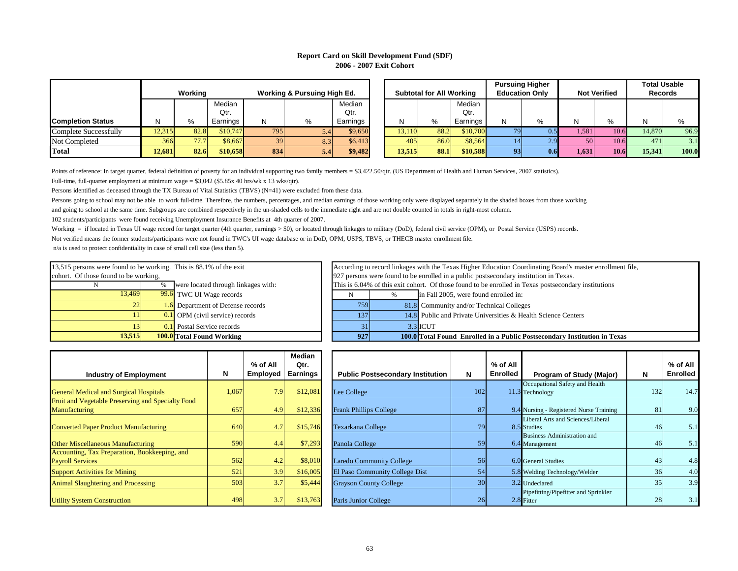**Report Card on Skill Development Fund (SDF)**
**2006 - 2007 Exit Cohort**

| | Working | | | Working & Pursuing High Ed. | | | Subtotal for All Working | | | Pursuing Higher Education Only | | Not Verified | | Total Usable Records | |
|---|---|---|---|---|---|---|---|---|---|---|---|---|---|---|---|
| **Completion Status** | N | % | Median Qtr. Earnings | N | % | Median Qtr. Earnings | N | % | Median Qtr. Earnings | N | % | N | % | N | % |
| Complete Successfully | 12,315 | 82.8 | $10,747 | 795 | 5.4 | $9,650 | 13,110 | 88.2 | $10,700 | 79 | 0.5 | 1,581 | 10.6 | 14,870 | 96.9 |
| Not Completed | 366 | 77.7 | $8,667 | 39 | 8.3 | $6,413 | 405 | 86.0 | $8,564 | 14 | 2.9 | 50 | 10.6 | 471 | 3.1 |
| **Total** | **12,681** | **82.6** | **$10,658** | **834** | **5.4** | **$9,482** | **13,515** | **88.1** | **$10,588** | **93** | **0.6** | **1,631** | **10.6** | **15,341** | **100.0** |

Points of reference: In target quarter, federal definition of poverty for an individual supporting two family members = $3,422.50/qtr. (US Department of Health and Human Services, 2007 statistics).

Full-time, full-quarter employment at minimum wage = $3,042 ($5.85x 40 hrs/wk x 13 wks/qtr).

Persons identified as deceased through the TX Bureau of Vital Statistics (TBVS) (N=41) were excluded from these data.

Persons going to school may not be able to work full-time. Therefore, the numbers, percentages, and median earnings of those working only were displayed separately in the shaded boxes from those working and going to school at the same time. Subgroups are combined respectively in the un-shaded cells to the immediate right and are not double counted in totals in right-most column.

102 students/participants were found receiving Unemployment Insurance Benefits at 4th quarter of 2007.

Working = if located in Texas UI wage record for target quarter (4th quarter, earnings > $0), or located through linkages to military (DoD), federal civil service (OPM), or Postal Service (USPS) records.

Not verified means the former students/participants were not found in TWC's UI wage database or in DoD, OPM, USPS, TBVS, or THECB master enrollment file.

n/a is used to protect confidentiality in case of small cell size (less than 5).

13,515 persons were found to be working. This is 88.1% of the exit cohort. Of those found to be working,

| N | % | were located through linkages with: |
|---|---|---|
| 13,469 | 99.6 | TWC UI Wage records |
| 22 | 1.6 | Department of Defense records |
| 11 | 0.1 | OPM (civil service) records |
| 13 | 0.1 | Postal Service records |
| **13,515** | **100.0** | **Total Found Working** |

According to record linkages with the Texas Higher Education Coordinating Board's master enrollment file, 927 persons were found to be enrolled in a public postsecondary institution in Texas. This is 6.04% of this exit cohort. Of those found to be enrolled in Texas postsecondary institutions

| N | % | in Fall 2005, were found enrolled in: |
|---|---|---|
| 759 | 81.8 | Community and/or Technical Colleges |
| 137 | 14.8 | Public and Private Universities & Health Science Centers |
| 31 | 3.3 | ICUT |
| **927** | **100.0** | **Total Found Enrolled in a Public Postsecondary Institution in Texas** |

| Industry of Employment | N | % of All Employed | Median Qtr. Earnings |
|---|---|---|---|
| General Medical and Surgical Hospitals | 1,067 | 7.9 | $12,081 |
| Fruit and Vegetable Preserving and Specialty Food Manufacturing | 657 | 4.9 | $12,336 |
| Converted Paper Product Manufacturing | 640 | 4.7 | $15,746 |
| Other Miscellaneous Manufacturing | 590 | 4.4 | $7,293 |
| Accounting, Tax Preparation, Bookkeeping, and Payroll Services | 562 | 4.2 | $8,010 |
| Support Activities for Mining | 521 | 3.9 | $16,005 |
| Animal Slaughtering and Processing | 503 | 3.7 | $5,444 |
| Utility System Construction | 498 | 3.7 | $13,763 |

| Public Postsecondary Institution | N | % of All Enrolled | Program of Study (Major) | N | % of All Enrolled |
|---|---|---|---|---|---|
| Lee College | 102 | 11.3 | Occupational Safety and Health Technology | 132 | 14.7 |
| Frank Phillips College | 87 | 9.4 | Nursing - Registered Nurse Training | 81 | 9.0 |
| Texarkana College | 79 | 8.5 | Liberal Arts and Sciences/Liberal Studies | 46 | 5.1 |
| Panola College | 59 | 6.4 | Business Administration and Management | 46 | 5.1 |
| Laredo Community College | 56 | 6.0 | General Studies | 43 | 4.8 |
| El Paso Community College Dist | 54 | 5.8 | Welding Technology/Welder | 36 | 4.0 |
| Grayson County College | 30 | 3.2 | Undeclared | 35 | 3.9 |
| Paris Junior College | 26 | 2.8 | Pipefitting/Pipefitter and Sprinkler Fitter | 28 | 3.1 |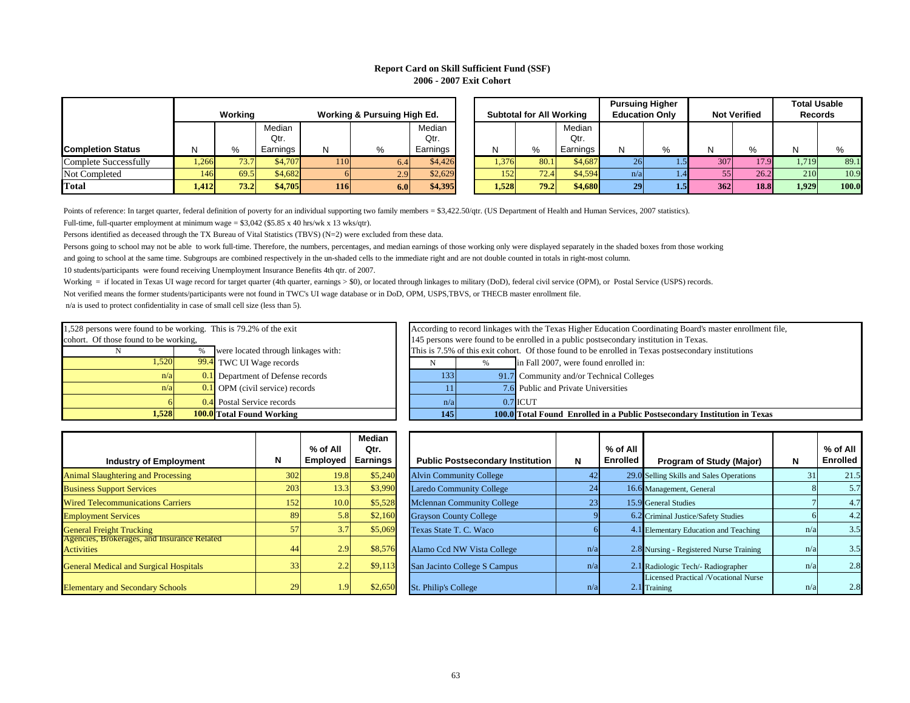# Report Card on Skill Sufficient Fund (SSF)
## 2006 - 2007 Exit Cohort

| Completion Status | Working | | | Working & Pursuing High Ed. | | | Subtotal for All Working | | | Pursuing Higher Education Only | | Not Verified | | Total Usable Records | |
|---|---|---|---|---|---|---|---|---|---|---|---|---|---|---|---|
| | N | % | Median Qtr. Earnings | N | % | Median Qtr. Earnings | N | % | Median Qtr. Earnings | N | % | N | % | N | % |
| Complete Successfully | 1,266 | 73.7 | $4,707 | 110 | 6.4 | $4,426 | 1,376 | 80.1 | $4,687 | 26 | 1.5 | 307 | 17.9 | 1,719 | 89.1 |
| Not Completed | 146 | 69.5 | $4,682 | 6 | 2.9 | $2,629 | 152 | 72.4 | $4,594 | n/a | 1.4 | 55 | 26.2 | 210 | 10.9 |
| **Total** | **1,412** | **73.2** | **$4,705** | **116** | **6.0** | **$4,395** | **1,528** | **79.2** | **$4,680** | **29** | **1.5** | **362** | **18.8** | **1,929** | **100.0** |

Points of reference: In target quarter, federal definition of poverty for an individual supporting two family members = $3,422.50/qtr. (US Department of Health and Human Services, 2007 statistics).

Full-time, full-quarter employment at minimum wage = $3,042 ($5.85 x 40 hrs/wk x 13 wks/qtr).

Persons identified as deceased through the TX Bureau of Vital Statistics (TBVS) (N=2) were excluded from these data.

Persons going to school may not be able to work full-time. Therefore, the numbers, percentages, and median earnings of those working only were displayed separately in the shaded boxes from those working and going to school at the same time. Subgroups are combined respectively in the un-shaded cells to the immediate right and are not double counted in totals in right-most column.

10 students/participants were found receiving Unemployment Insurance Benefits 4th qtr. of 2007.

Working = if located in Texas UI wage record for target quarter (4th quarter, earnings > $0), or located through linkages to military (DoD), federal civil service (OPM), or Postal Service (USPS) records.

Not verified means the former students/participants were not found in TWC's UI wage database or in DoD, OPM, USPS,TBVS, or THECB master enrollment file.

n/a is used to protect confidentiality in case of small cell size (less than 5).

1,528 persons were found to be working. This is 79.2% of the exit cohort. Of those found to be working,

| N | % | were located through linkages with: |
|---|---|---|
| 1,520 | 99.4 | TWC UI Wage records |
| n/a | 0.1 | Department of Defense records |
| n/a | 0.1 | OPM (civil service) records |
| 6 | 0.4 | Postal Service records |
| **1,528** | **100.0** | **Total Found Working** |

According to record linkages with the Texas Higher Education Coordinating Board's master enrollment file, 145 persons were found to be enrolled in a public postsecondary institution in Texas. This is 7.5% of this exit cohort. Of those found to be enrolled in Texas postsecondary institutions

| N | % | in Fall 2007, were found enrolled in: |
|---|---|---|
| 133 | 91.7 | Community and/or Technical Colleges |
| 11 | 7.6 | Public and Private Universities |
| n/a | 0.7 | ICUT |
| **145** | **100.0** | **Total Found Enrolled in a Public Postsecondary Institution in Texas** |

| Industry of Employment | N | % of All Employed | Median Qtr. Earnings |
|---|---|---|---|
| Animal Slaughtering and Processing | 302 | 19.8 | $5,240 |
| Business Support Services | 203 | 13.3 | $3,990 |
| Wired Telecommunications Carriers | 152 | 10.0 | $5,528 |
| Employment Services | 89 | 5.8 | $2,160 |
| General Freight Trucking | 57 | 3.7 | $5,069 |
| Agencies, Brokerages, and Insurance Related Activities | 44 | 2.9 | $8,576 |
| General Medical and Surgical Hospitals | 33 | 2.2 | $9,113 |
| Elementary and Secondary Schools | 29 | 1.9 | $2,650 |

| Public Postsecondary Institution | N | % of All Enrolled |
|---|---|---|
| Alvin Community College | 42 | 29.0 |
| Laredo Community College | 24 | 16.6 |
| Mclennan Community College | 23 | 15.9 |
| Grayson County College | 9 | 6.2 |
| Texas State T. C. Waco | 6 | 4.1 |
| Alamo Ccd NW Vista College | n/a | 2.8 |
| San Jacinto College S Campus | n/a | 2.1 |
| St. Philip's College | n/a | 2.1 |

| Program of Study (Major) | N | % of All Enrolled |
|---|---|---|
| Selling Skills and Sales Operations | 31 | 21.5 |
| Management, General | 8 | 5.7 |
| General Studies | 7 | 4.7 |
| Criminal Justice/Safety Studies | 6 | 4.2 |
| Elementary Education and Teaching | n/a | 3.5 |
| Nursing - Registered Nurse Training | n/a | 3.5 |
| Radiologic Tech/- Radiographer | n/a | 2.8 |
| Licensed Practical /Vocational Nurse Training | n/a | 2.8 |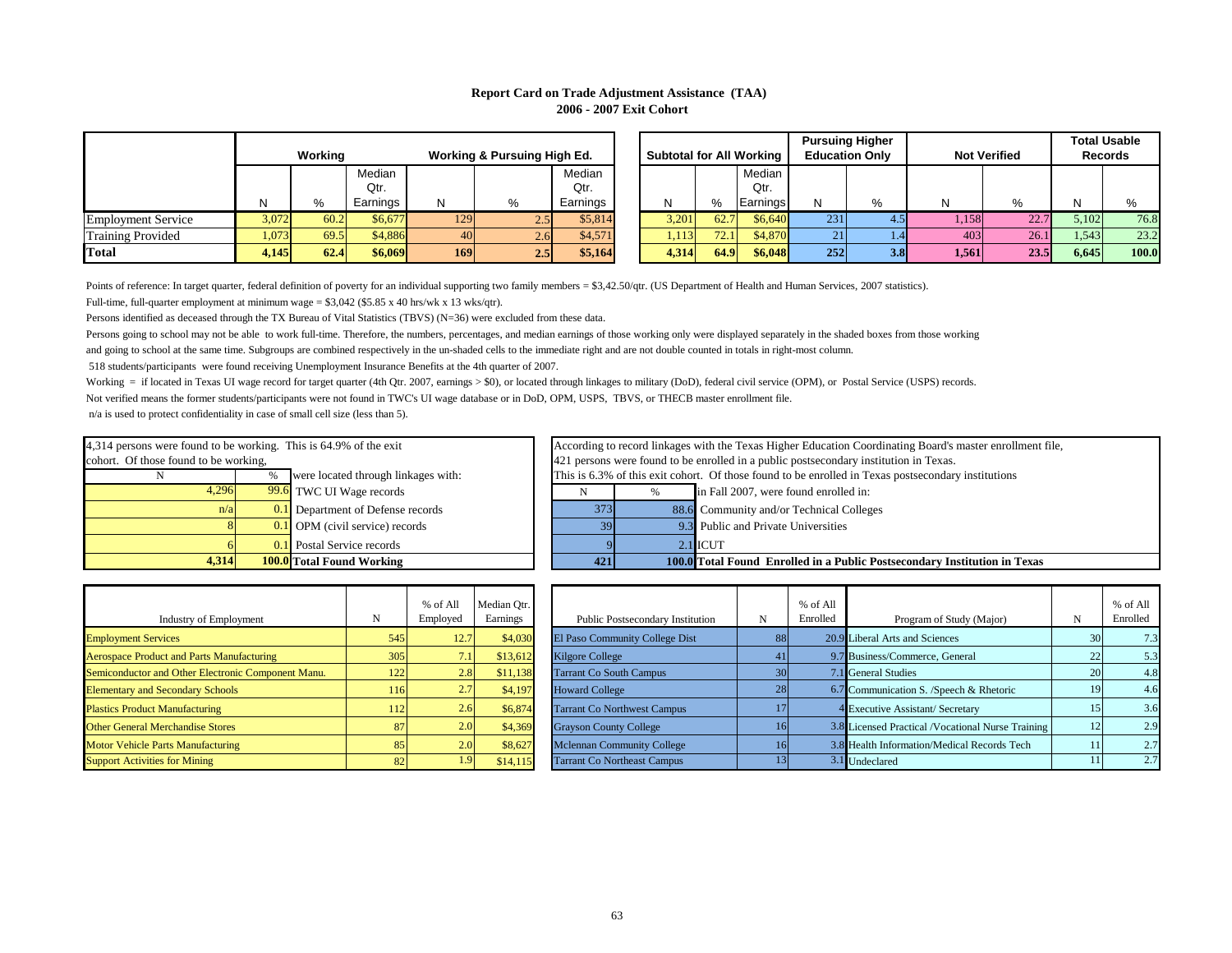## Report Card on Trade Adjustment Assistance (TAA)
### 2006 - 2007 Exit Cohort

| | Working | | | Working & Pursuing High Ed. | | | Subtotal for All Working | | | Pursuing Higher Education Only | | Not Verified | | Total Usable Records | |
|---|---|---|---|---|---|---|---|---|---|---|---|---|---|---|---|
| | N | % | Median Qtr. Earnings | N | % | Median Qtr. Earnings | N | % | Median Qtr. Earnings | N | % | N | % | N | % |
| Employment Service | 3,072 | 60.2 | $6,677 | 129 | 2.5 | $5,814 | 3,201 | 62.7 | $6,640 | 231 | 4.5 | 1,158 | 22.7 | 5,102 | 76.8 |
| Training Provided | 1,073 | 69.5 | $4,886 | 40 | 2.6 | $4,571 | 1,113 | 72.1 | $4,870 | 21 | 1.4 | 403 | 26.1 | 1,543 | 23.2 |
| **Total** | **4,145** | **62.4** | **$6,069** | **169** | **2.5** | **$5,164** | **4,314** | **64.9** | **$6,048** | **252** | **3.8** | **1,561** | **23.5** | **6,645** | **100.0** |

Points of reference: In target quarter, federal definition of poverty for an individual supporting two family members = $3,42.50/qtr. (US Department of Health and Human Services, 2007 statistics).

Full-time, full-quarter employment at minimum wage = $3,042 ($5.85 x 40 hrs/wk x 13 wks/qtr).

Persons identified as deceased through the TX Bureau of Vital Statistics (TBVS) (N=36) were excluded from these data.

Persons going to school may not be able to work full-time. Therefore, the numbers, percentages, and median earnings of those working only were displayed separately in the shaded boxes from those working and going to school at the same time. Subgroups are combined respectively in the un-shaded cells to the immediate right and are not double counted in totals in right-most column.

518 students/participants were found receiving Unemployment Insurance Benefits at the 4th quarter of 2007.

Working = if located in Texas UI wage record for target quarter (4th Qtr. 2007, earnings > $0), or located through linkages to military (DoD), federal civil service (OPM), or Postal Service (USPS) records.

Not verified means the former students/participants were not found in TWC's UI wage database or in DoD, OPM, USPS, TBVS, or THECB master enrollment file.

n/a is used to protect confidentiality in case of small cell size (less than 5).

4,314 persons were found to be working. This is 64.9% of the exit cohort. Of those found to be working,

| N | % | were located through linkages with: |
|---|---|---|
| 4,296 | 99.6 | TWC UI Wage records |
| n/a | 0.1 | Department of Defense records |
| 8 | 0.1 | OPM (civil service) records |
| 6 | 0.1 | Postal Service records |
| **4,314** | **100.0** | **Total Found Working** |

According to record linkages with the Texas Higher Education Coordinating Board's master enrollment file, 421 persons were found to be enrolled in a public postsecondary institution in Texas. This is 6.3% of this exit cohort. Of those found to be enrolled in Texas postsecondary institutions

| N | % | in Fall 2007, were found enrolled in: |
|---|---|---|
| 373 | 88.6 | Community and/or Technical Colleges |
| 39 | 9.3 | Public and Private Universities |
| 9 | 2.1 | ICUT |
| **421** | **100.0** | **Total Found Enrolled in a Public Postsecondary Institution in Texas** |

| Industry of Employment | N | % of All Employed | Median Qtr. Earnings |
|---|---|---|---|
| Employment Services | 545 | 12.7 | $4,030 |
| Aerospace Product and Parts Manufacturing | 305 | 7.1 | $13,612 |
| Semiconductor and Other Electronic Component Manu. | 122 | 2.8 | $11,138 |
| Elementary and Secondary Schools | 116 | 2.7 | $4,197 |
| Plastics Product Manufacturing | 112 | 2.6 | $6,874 |
| Other General Merchandise Stores | 87 | 2.0 | $4,369 |
| Motor Vehicle Parts Manufacturing | 85 | 2.0 | $8,627 |
| Support Activities for Mining | 82 | 1.9 | $14,115 |

| Public Postsecondary Institution | N | % of All Enrolled |
|---|---|---|
| El Paso Community College Dist | 88 | 20.9 |
| Kilgore College | 41 | 9.7 |
| Tarrant Co South Campus | 30 | 7.1 |
| Howard College | 28 | 6.7 |
| Tarrant Co Northwest Campus | 17 | 4 |
| Grayson County College | 16 | 3.8 |
| Mclennan Community College | 16 | 3.8 |
| Tarrant Co Northeast Campus | 13 | 3.1 |

| Program of Study (Major) | N | % of All Enrolled |
|---|---|---|
| Liberal Arts and Sciences | 30 | 7.3 |
| Business/Commerce, General | 22 | 5.3 |
| General Studies | 20 | 4.8 |
| Communication S. /Speech & Rhetoric | 19 | 4.6 |
| Executive Assistant/ Secretary | 15 | 3.6 |
| Licensed Practical /Vocational Nurse Training | 12 | 2.9 |
| Health Information/Medical Records Tech | 11 | 2.7 |
| Undeclared | 11 | 2.7 |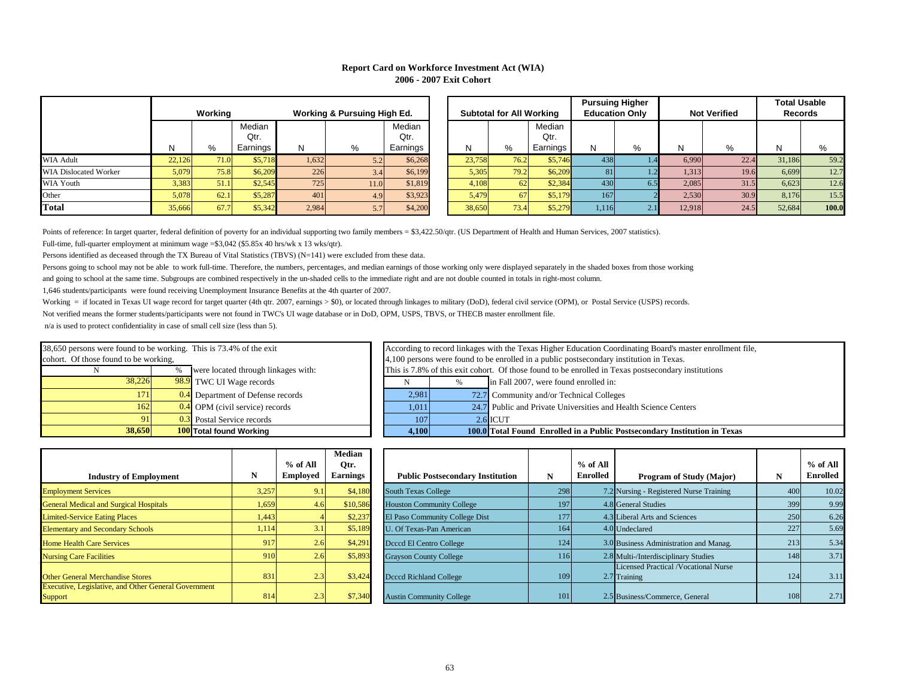# Report Card on Workforce Investment Act (WIA)

## 2006 - 2007 Exit Cohort

| | Working | | | Working & Pursuing High Ed. | | | Subtotal for All Working | | | Pursuing Higher Education Only | | Not Verified | | Total Usable Records | |
|---|---|---|---|---|---|---|---|---|---|---|---|---|---|---|---|
| | N | % | Median Qtr. Earnings | N | % | Median Qtr. Earnings | N | % | Median Qtr. Earnings | N | % | N | % | N | % |
| WIA Adult | 22,126 | 71.0 | $5,718 | 1,632 | 5.2 | $6,268 | 23,758 | 76.2 | $5,746 | 438 | 1.4 | 6,990 | 22.4 | 31,186 | 59.2 |
| WIA Dislocated Worker | 5,079 | 75.8 | $6,209 | 226 | 3.4 | $6,199 | 5,305 | 79.2 | $6,209 | 81 | 1.2 | 1,313 | 19.6 | 6,699 | 12.7 |
| WIA Youth | 3,383 | 51.1 | $2,545 | 725 | 11.0 | $1,819 | 4,108 | 62 | $2,384 | 430 | 6.5 | 2,085 | 31.5 | 6,623 | 12.6 |
| Other | 5,078 | 62.1 | $5,287 | 401 | 4.9 | $3,923 | 5,479 | 67 | $5,179 | 167 | 2 | 2,530 | 30.9 | 8,176 | 15.5 |
| **Total** | 35,666 | 67.7 | $5,342 | 2,984 | 5.7 | $4,200 | 38,650 | 73.4 | $5,279 | 1,116 | 2.1 | 12,918 | 24.5 | 52,684 | **100.0** |

Points of reference: In target quarter, federal definition of poverty for an individual supporting two family members = $3,422.50/qtr. (US Department of Health and Human Services, 2007 statistics).

Full-time, full-quarter employment at minimum wage =$3,042 ($5.85x 40 hrs/wk x 13 wks/qtr).

Persons identified as deceased through the TX Bureau of Vital Statistics (TBVS) (N=141) were excluded from these data.

Persons going to school may not be able to work full-time. Therefore, the numbers, percentages, and median earnings of those working only were displayed separately in the shaded boxes from those working and going to school at the same time. Subgroups are combined respectively in the un-shaded cells to the immediate right and are not double counted in totals in right-most column.

1,646 students/participants were found receiving Unemployment Insurance Benefits at the 4th quarter of 2007.

Working = if located in Texas UI wage record for target quarter (4th qtr. 2007, earnings > $0), or located through linkages to military (DoD), federal civil service (OPM), or Postal Service (USPS) records.

Not verified means the former students/participants were not found in TWC's UI wage database or in DoD, OPM, USPS, TBVS, or THECB master enrollment file.

n/a is used to protect confidentiality in case of small cell size (less than 5).

38,650 persons were found to be working. This is 73.4% of the exit cohort. Of those found to be working,

| N | % | were located through linkages with: |
|---|---|---|
| 38,226 | 98.9 | TWC UI Wage records |
| 171 | 0.4 | Department of Defense records |
| 162 | 0.4 | OPM (civil service) records |
| 91 | 0.3 | Postal Service records |
| **38,650** | **100** | **Total found Working** |

According to record linkages with the Texas Higher Education Coordinating Board's master enrollment file, 4,100 persons were found to be enrolled in a public postsecondary institution in Texas. This is 7.8% of this exit cohort. Of those found to be enrolled in Texas postsecondary institutions

| N | % | in Fall 2007, were found enrolled in: |
|---|---|---|
| 2,981 | 72.7 | Community and/or Technical Colleges |
| 1,011 | 24.7 | Public and Private Universities and Health Science Centers |
| 107 | 2.6 | ICUT |
| **4,100** | **100.0** | **Total Found Enrolled in a Public Postsecondary Institution in Texas** |

| Industry of Employment | N | % of All Employed | Median Qtr. Earnings |
|---|---|---|---|
| Employment Services | 3,257 | 9.1 | $4,180 |
| General Medical and Surgical Hospitals | 1,659 | 4.6 | $10,586 |
| Limited-Service Eating Places | 1,443 | 4 | $2,237 |
| Elementary and Secondary Schools | 1,114 | 3.1 | $5,189 |
| Home Health Care Services | 917 | 2.6 | $4,291 |
| Nursing Care Facilities | 910 | 2.6 | $5,893 |
| Other General Merchandise Stores | 831 | 2.3 | $3,424 |
| Executive, Legislative, and Other General Government Support | 814 | 2.3 | $7,340 |

| Public Postsecondary Institution | N | % of All Enrolled | Program of Study (Major) | N | % of All Enrolled |
|---|---|---|---|---|---|
| South Texas College | 298 | 7.2 | Nursing - Registered Nurse Training | 400 | 10.02 |
| Houston Community College | 197 | 4.8 | General Studies | 399 | 9.99 |
| El Paso Community College Dist | 177 | 4.3 | Liberal Arts and Sciences | 250 | 6.26 |
| U. Of Texas-Pan American | 164 | 4.0 | Undeclared | 227 | 5.69 |
| Dcccd El Centro College | 124 | 3.0 | Business Administration and Manag. | 213 | 5.34 |
| Grayson County College | 116 | 2.8 | Multi-/Interdisciplinary Studies | 148 | 3.71 |
| Dcccd Richland College | 109 | 2.7 | Licensed Practical /Vocational Nurse Training | 124 | 3.11 |
| Austin Community College | 101 | 2.5 | Business/Commerce, General | 108 | 2.71 |